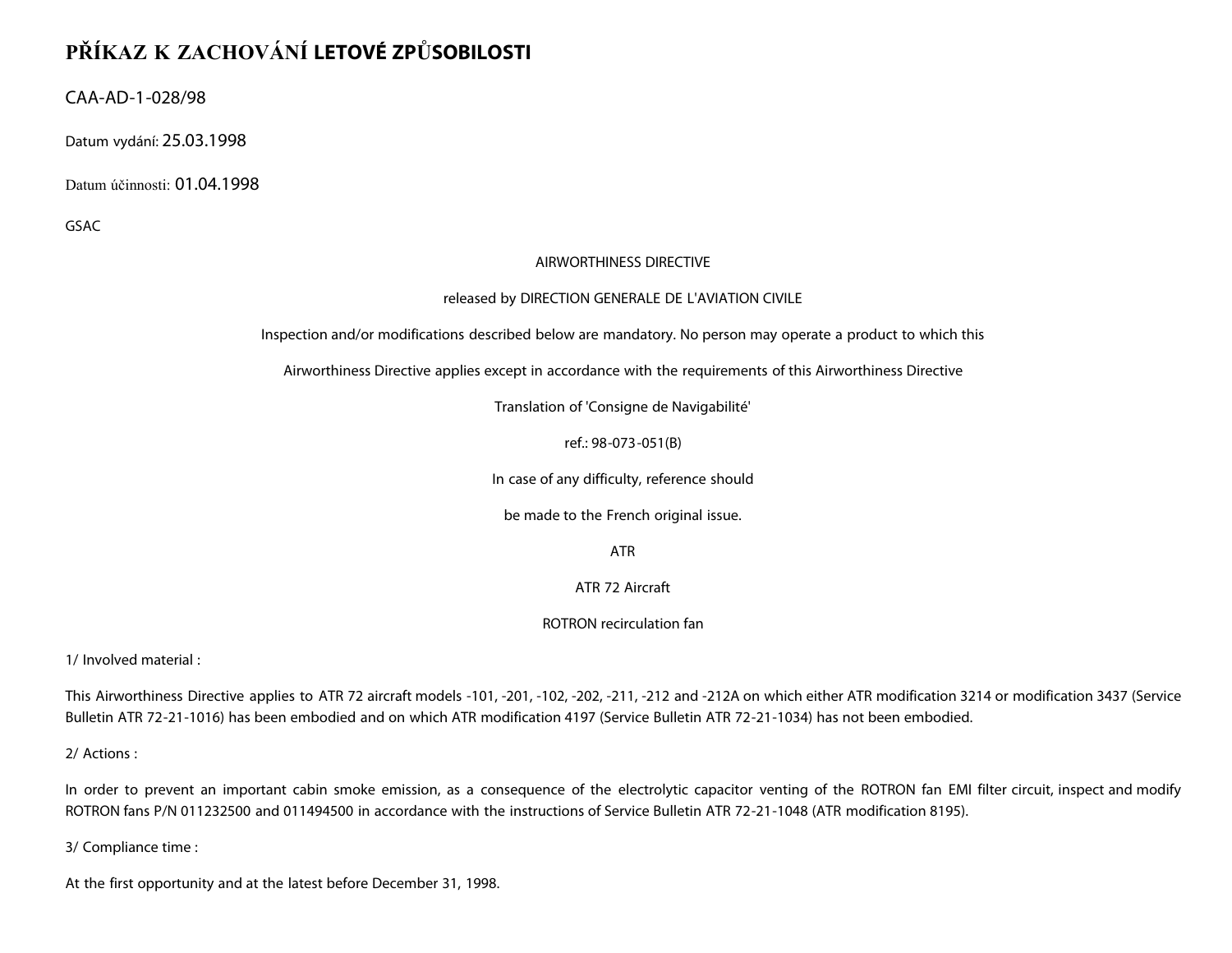# PŘÍKAZ K ZACHOVÁNÍ LETOVÉ ZPŮSOBILOSTI

CAA-AD-1-028/98

Datum vydání: 25.03.1998

Datum účinnosti: 01.04.1998

GSAC

AIRWORTHINESS DIRECTIVE

released by DIRECTION GENERALE DE L'AVIATION CIVILE

Inspection and/or modifications described below are mandatory. No person may operate a product to which this

Airworthiness Directive applies except in accordance with the requirements of this Airworthiness Directive

Translation of 'Consigne de Navigabilité'

ref.: 98-073-051(B)

In case of any difficulty, reference should

be made to the French original issue.

ATR

ATR 72 Aircraft

ROTRON recirculation fan

1/ Involved material :

This Airworthiness Directive applies to ATR 72 aircraft models -101, -201, -102, -202, -211, -212 and -212A on which either ATR modification 3214 or modification 3437 (Service Bulletin ATR 72-21-1016) has been embodied and on which ATR modification 4197 (Service Bulletin ATR 72-21-1034) has not been embodied.

2/ Actions :

In order to prevent an important cabin smoke emission, as a consequence of the electrolytic capacitor venting of the ROTRON fan EMI filter circuit, inspect and modify ROTRON fans P/N 011232500 and 011494500 in accordance with the instructions of Service Bulletin ATR 72-21-1048 (ATR modification 8195).

3/ Compliance time :

At the first opportunity and at the latest before December 31, 1998.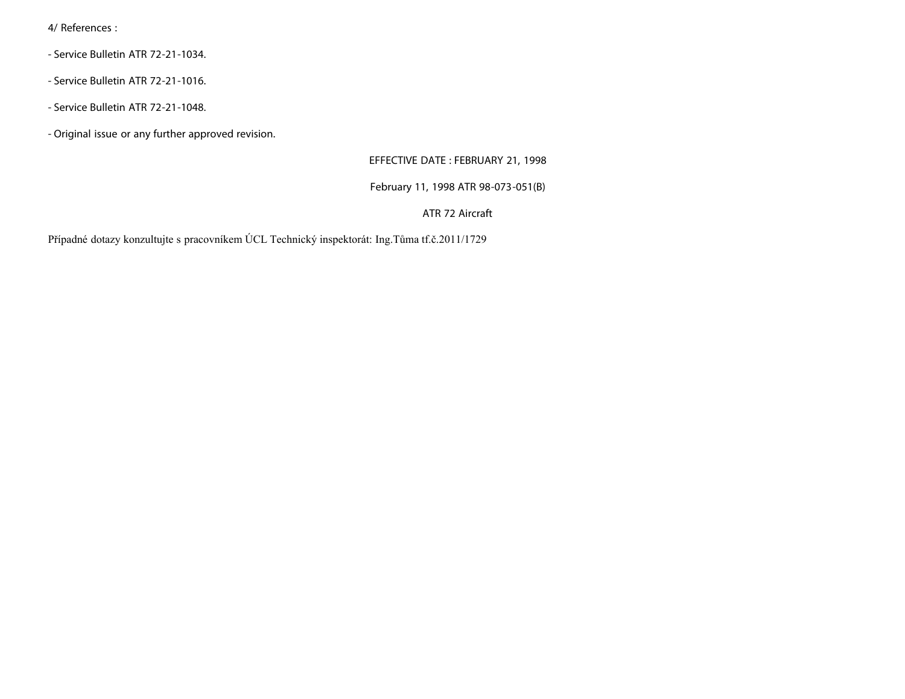4/ References :

- Service Bulletin ATR 72-21-1034.
- Service Bulletin ATR 72-21-1016.
- Service Bulletin ATR 72-21-1048.
- Original issue or any further approved revision.

EFFECTIVE DATE : FEBRUARY 21, 1998

February 11, 1998 ATR 98-073-051(B)

ATR 72 Aircraft

Případné dotazy konzultujte s pracovníkem ÚCL Technický inspektorát: Ing.Tůma tf.č.2011/1729